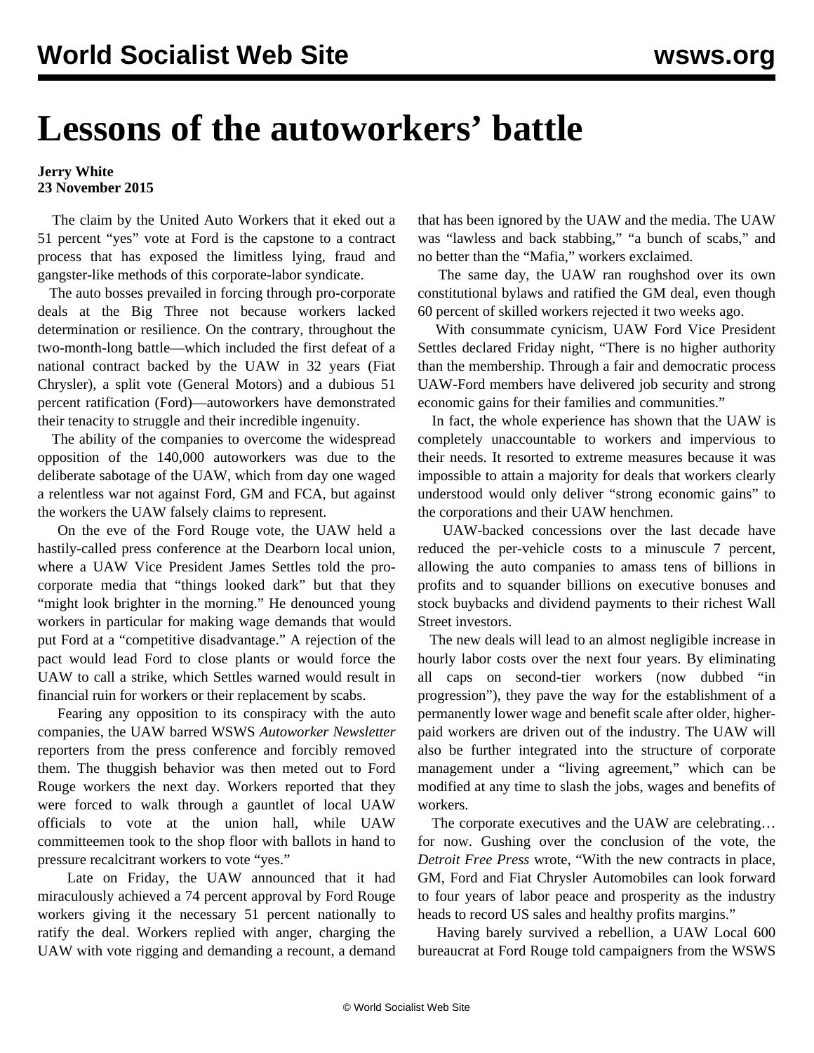# Lessons of the autoworkers' battle

**Jerry White**
**23 November 2015**

The claim by the United Auto Workers that it eked out a 51 percent "yes" vote at Ford is the capstone to a contract process that has exposed the limitless lying, fraud and gangster-like methods of this corporate-labor syndicate.

The auto bosses prevailed in forcing through pro-corporate deals at the Big Three not because workers lacked determination or resilience. On the contrary, throughout the two-month-long battle—which included the first defeat of a national contract backed by the UAW in 32 years (Fiat Chrysler), a split vote (General Motors) and a dubious 51 percent ratification (Ford)—autoworkers have demonstrated their tenacity to struggle and their incredible ingenuity.

The ability of the companies to overcome the widespread opposition of the 140,000 autoworkers was due to the deliberate sabotage of the UAW, which from day one waged a relentless war not against Ford, GM and FCA, but against the workers the UAW falsely claims to represent.

On the eve of the Ford Rouge vote, the UAW held a hastily-called press conference at the Dearborn local union, where a UAW Vice President James Settles told the pro-corporate media that "things looked dark" but that they "might look brighter in the morning." He denounced young workers in particular for making wage demands that would put Ford at a "competitive disadvantage." A rejection of the pact would lead Ford to close plants or would force the UAW to call a strike, which Settles warned would result in financial ruin for workers or their replacement by scabs.

Fearing any opposition to its conspiracy with the auto companies, the UAW barred WSWS *Autoworker Newsletter* reporters from the press conference and forcibly removed them. The thuggish behavior was then meted out to Ford Rouge workers the next day. Workers reported that they were forced to walk through a gauntlet of local UAW officials to vote at the union hall, while UAW committeemen took to the shop floor with ballots in hand to pressure recalcitrant workers to vote "yes."

Late on Friday, the UAW announced that it had miraculously achieved a 74 percent approval by Ford Rouge workers giving it the necessary 51 percent nationally to ratify the deal. Workers replied with anger, charging the UAW with vote rigging and demanding a recount, a demand that has been ignored by the UAW and the media. The UAW was "lawless and back stabbing," "a bunch of scabs," and no better than the "Mafia," workers exclaimed.

The same day, the UAW ran roughshod over its own constitutional bylaws and ratified the GM deal, even though 60 percent of skilled workers rejected it two weeks ago.

With consummate cynicism, UAW Ford Vice President Settles declared Friday night, "There is no higher authority than the membership. Through a fair and democratic process UAW-Ford members have delivered job security and strong economic gains for their families and communities."

In fact, the whole experience has shown that the UAW is completely unaccountable to workers and impervious to their needs. It resorted to extreme measures because it was impossible to attain a majority for deals that workers clearly understood would only deliver "strong economic gains" to the corporations and their UAW henchmen.

UAW-backed concessions over the last decade have reduced the per-vehicle costs to a minuscule 7 percent, allowing the auto companies to amass tens of billions in profits and to squander billions on executive bonuses and stock buybacks and dividend payments to their richest Wall Street investors.

The new deals will lead to an almost negligible increase in hourly labor costs over the next four years. By eliminating all caps on second-tier workers (now dubbed "in progression"), they pave the way for the establishment of a permanently lower wage and benefit scale after older, higher-paid workers are driven out of the industry. The UAW will also be further integrated into the structure of corporate management under a "living agreement," which can be modified at any time to slash the jobs, wages and benefits of workers.

The corporate executives and the UAW are celebrating… for now. Gushing over the conclusion of the vote, the *Detroit Free Press* wrote, "With the new contracts in place, GM, Ford and Fiat Chrysler Automobiles can look forward to four years of labor peace and prosperity as the industry heads to record US sales and healthy profits margins."

Having barely survived a rebellion, a UAW Local 600 bureaucrat at Ford Rouge told campaigners from the WSWS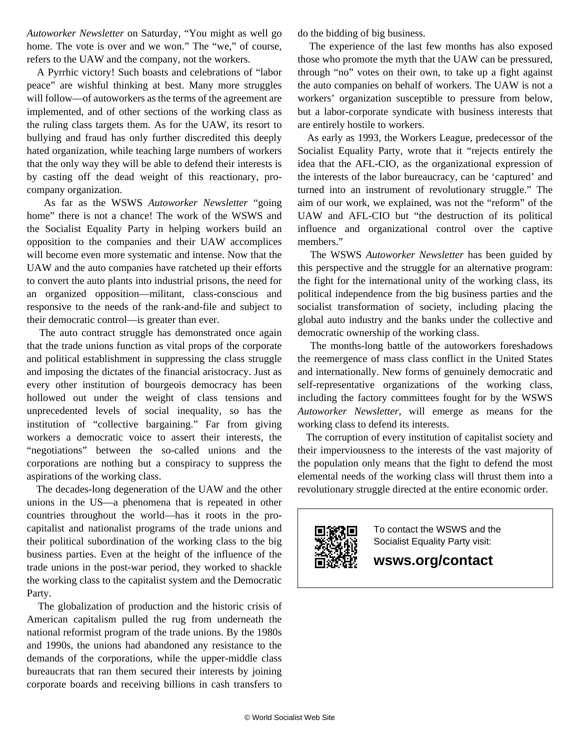*Autoworker Newsletter* on Saturday, “You might as well go home. The vote is over and we won.” The “we,” of course, refers to the UAW and the company, not the workers.

A Pyrrhic victory! Such boasts and celebrations of “labor peace” are wishful thinking at best. Many more struggles will follow—of autoworkers as the terms of the agreement are implemented, and of other sections of the working class as the ruling class targets them. As for the UAW, its resort to bullying and fraud has only further discredited this deeply hated organization, while teaching large numbers of workers that the only way they will be able to defend their interests is by casting off the dead weight of this reactionary, pro-company organization.

As far as the WSWS *Autoworker Newsletter* “going home” there is not a chance! The work of the WSWS and the Socialist Equality Party in helping workers build an opposition to the companies and their UAW accomplices will become even more systematic and intense. Now that the UAW and the auto companies have ratcheted up their efforts to convert the auto plants into industrial prisons, the need for an organized opposition—militant, class-conscious and responsive to the needs of the rank-and-file and subject to their democratic control—is greater than ever.

The auto contract struggle has demonstrated once again that the trade unions function as vital props of the corporate and political establishment in suppressing the class struggle and imposing the dictates of the financial aristocracy. Just as every other institution of bourgeois democracy has been hollowed out under the weight of class tensions and unprecedented levels of social inequality, so has the institution of “collective bargaining.” Far from giving workers a democratic voice to assert their interests, the “negotiations” between the so-called unions and the corporations are nothing but a conspiracy to suppress the aspirations of the working class.

The decades-long degeneration of the UAW and the other unions in the US—a phenomena that is repeated in other countries throughout the world—has it roots in the pro-capitalist and nationalist programs of the trade unions and their political subordination of the working class to the big business parties. Even at the height of the influence of the trade unions in the post-war period, they worked to shackle the working class to the capitalist system and the Democratic Party.

The globalization of production and the historic crisis of American capitalism pulled the rug from underneath the national reformist program of the trade unions. By the 1980s and 1990s, the unions had abandoned any resistance to the demands of the corporations, while the upper-middle class bureaucrats that ran them secured their interests by joining corporate boards and receiving billions in cash transfers to do the bidding of big business.

The experience of the last few months has also exposed those who promote the myth that the UAW can be pressured, through “no” votes on their own, to take up a fight against the auto companies on behalf of workers. The UAW is not a workers’ organization susceptible to pressure from below, but a labor-corporate syndicate with business interests that are entirely hostile to workers.

As early as 1993, the Workers League, predecessor of the Socialist Equality Party, wrote that it “rejects entirely the idea that the AFL-CIO, as the organizational expression of the interests of the labor bureaucracy, can be ‘captured’ and turned into an instrument of revolutionary struggle.” The aim of our work, we explained, was not the “reform” of the UAW and AFL-CIO but “the destruction of its political influence and organizational control over the captive members.”

The WSWS *Autoworker Newsletter* has been guided by this perspective and the struggle for an alternative program: the fight for the international unity of the working class, its political independence from the big business parties and the socialist transformation of society, including placing the global auto industry and the banks under the collective and democratic ownership of the working class.

The months-long battle of the autoworkers foreshadows the reemergence of mass class conflict in the United States and internationally. New forms of genuinely democratic and self-representative organizations of the working class, including the factory committees fought for by the WSWS *Autoworker Newsletter*, will emerge as means for the working class to defend its interests.

The corruption of every institution of capitalist society and their imperviousness to the interests of the vast majority of the population only means that the fight to defend the most elemental needs of the working class will thrust them into a revolutionary struggle directed at the entire economic order.

To contact the WSWS and the Socialist Equality Party visit:

**wsws.org/contact**